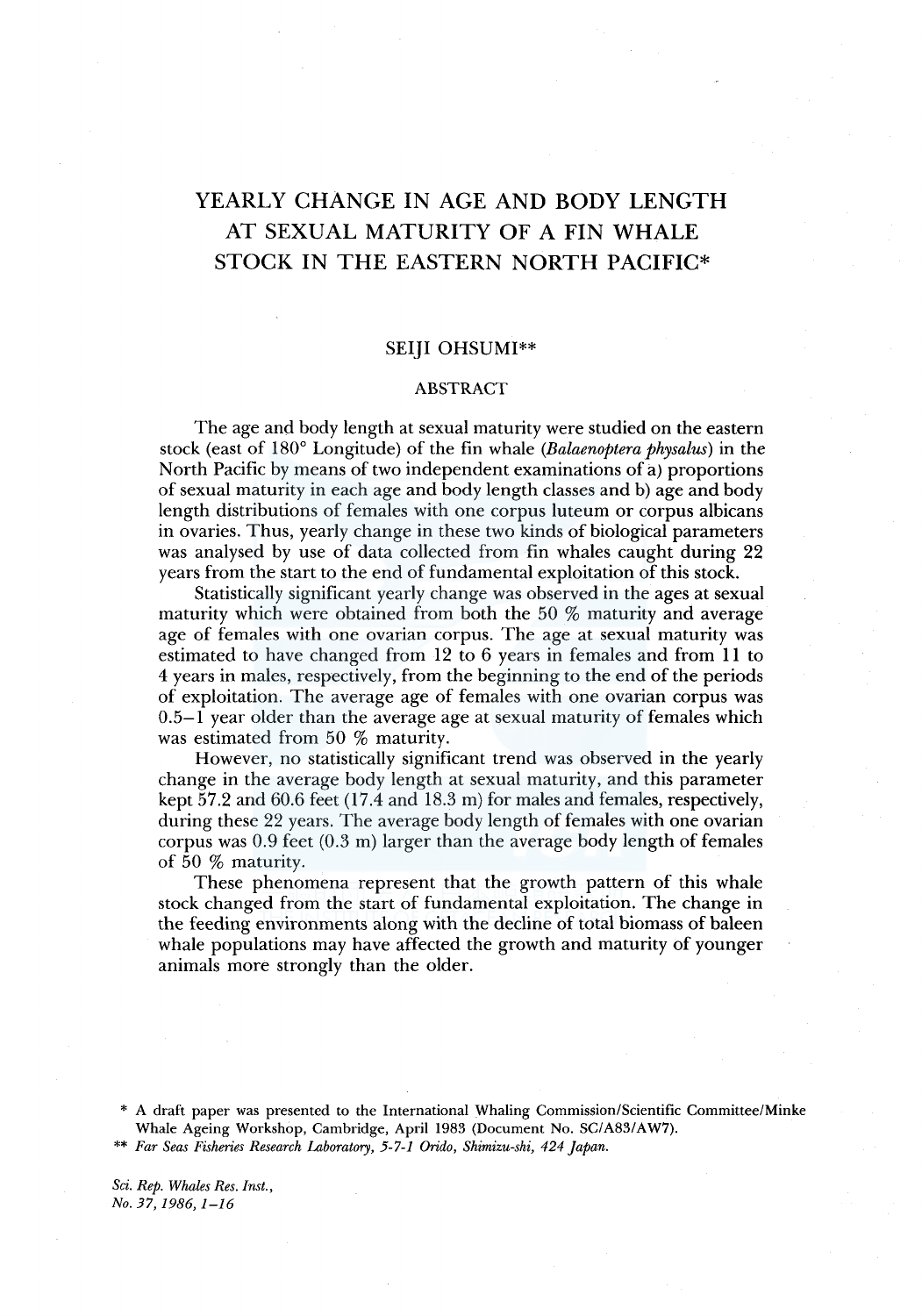# YEARLY CHANGE IN AGE AND BODY LENGTH AT SEXUAL MATURITY OF A FIN WHALE STOCK IN THE EASTERN NORTH PACIFIC*

SEIJI OHSUMI**

## ABSTRACT

The age and body length at sexual maturity were studied on the eastern stock (east of 180° Longitude) of the fin whale (*Balaenoptera physalus*) in the North Pacific by means of two independent examinations of a) proportions of sexual maturity in each age and body length classes and b) age and body length distributions of females with one corpus luteum or corpus albicans in ovaries. Thus, yearly change in these two kinds of biological parameters was analysed by use of data collected from fin whales caught during 22 years from the start to the end of fundamental exploitation of this stock.

Statistically significant yearly change was observed in the ages at sexual maturity which were obtained from both the 50 % maturity and average age of females with one ovarian corpus. The age at sexual maturity was estimated to have changed from 12 to 6 years in females and from 11 to 4 years in males, respectively, from the beginning to the end of the periods of exploitation. The average age of females with one ovarian corpus was 0.5–1 year older than the average age at sexual maturity of females which was estimated from 50 % maturity.

However, no statistically significant trend was observed in the yearly change in the average body length at sexual maturity, and this parameter kept 57.2 and 60.6 feet (17.4 and 18.3 m) for males and females, respectively, during these 22 years. The average body length of females with one ovarian corpus was 0.9 feet (0.3 m) larger than the average body length of females of 50 % maturity.

These phenomena represent that the growth pattern of this whale stock changed from the start of fundamental exploitation. The change in the feeding environments along with the decline of total biomass of baleen whale populations may have affected the growth and maturity of younger animals more strongly than the older.

---

\* A draft paper was presented to the International Whaling Commission/Scientific Committee/Minke Whale Ageing Workshop, Cambridge, April 1983 (Document No. SC/A83/AW7).

\*\* *Far Seas Fisheries Research Laboratory, 5-7-1 Orido, Shimizu-shi, 424 Japan.*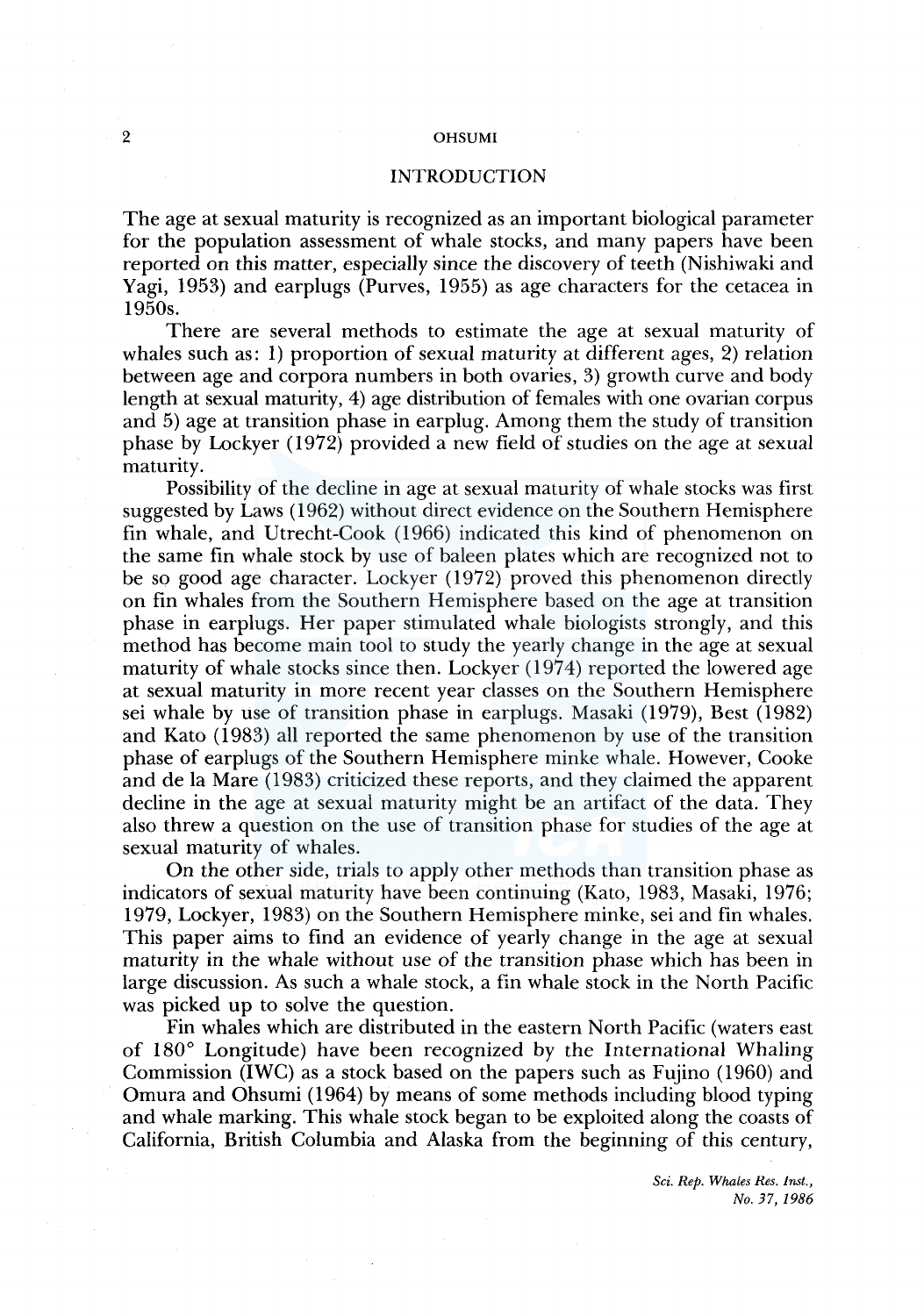## INTRODUCTION

The age at sexual maturity is recognized as an important biological parameter for the population assessment of whale stocks, and many papers have been reported on this matter, especially since the discovery of teeth (Nishiwaki and Yagi, 1953) and earplugs (Purves, 1955) as age characters for the cetacea in 1950s.

There are several methods to estimate the age at sexual maturity of whales such as: 1) proportion of sexual maturity at different ages, 2) relation between age and corpora numbers in both ovaries, 3) growth curve and body length at sexual maturity, 4) age distribution of females with one ovarian corpus and 5) age at transition phase in earplug. Among them the study of transition phase by Lockyer (1972) provided a new field of studies on the age at sexual maturity.

Possibility of the decline in age at sexual maturity of whale stocks was first suggested by Laws (1962) without direct evidence on the Southern Hemisphere fin whale, and Utrecht-Cook (1966) indicated this kind of phenomenon on the same fin whale stock by use of baleen plates which are recognized not to be so good age character. Lockyer (1972) proved this phenomenon directly on fin whales from the Southern Hemisphere based on the age at transition phase in earplugs. Her paper stimulated whale biologists strongly, and this method has become main tool to study the yearly change in the age at sexual maturity of whale stocks since then. Lockyer (1974) reported the lowered age at sexual maturity in more recent year classes on the Southern Hemisphere sei whale by use of transition phase in earplugs. Masaki (1979), Best (1982) and Kato (1983) all reported the same phenomenon by use of the transition phase of earplugs of the Southern Hemisphere minke whale. However, Cooke and de la Mare (1983) criticized these reports, and they claimed the apparent decline in the age at sexual maturity might be an artifact of the data. They also threw a question on the use of transition phase for studies of the age at sexual maturity of whales.

On the other side, trials to apply other methods than transition phase as indicators of sexual maturity have been continuing (Kato, 1983, Masaki, 1976; 1979, Lockyer, 1983) on the Southern Hemisphere minke, sei and fin whales. This paper aims to find an evidence of yearly change in the age at sexual maturity in the whale without use of the transition phase which has been in large discussion. As such a whale stock, a fin whale stock in the North Pacific was picked up to solve the question.

Fin whales which are distributed in the eastern North Pacific (waters east of 180° Longitude) have been recognized by the International Whaling Commission (IWC) as a stock based on the papers such as Fujino (1960) and Omura and Ohsumi (1964) by means of some methods including blood typing and whale marking. This whale stock began to be exploited along the coasts of California, British Columbia and Alaska from the beginning of this century,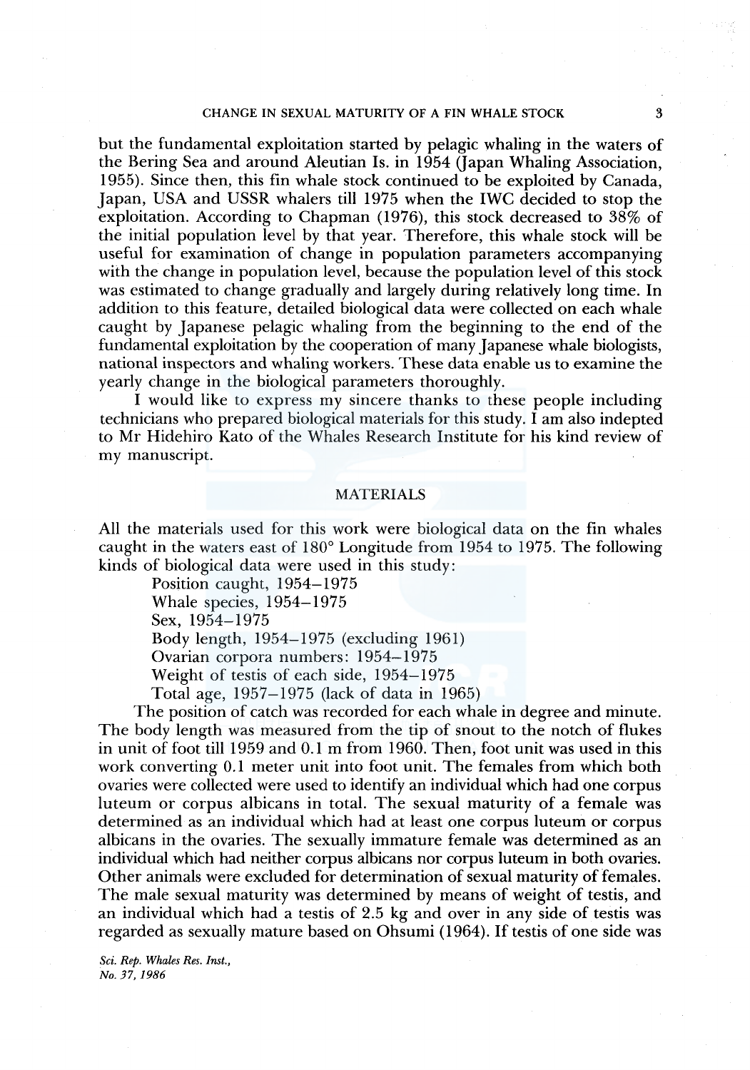but the fundamental exploitation started by pelagic whaling in the waters of the Bering Sea and around Aleutian Is. in 1954 (Japan Whaling Association, 1955). Since then, this fin whale stock continued to be exploited by Canada, Japan, USA and USSR whalers till 1975 when the IWC decided to stop the exploitation. According to Chapman (1976), this stock decreased to 38% of the initial population level by that year. Therefore, this whale stock will be useful for examination of change in population parameters accompanying with the change in population level, because the population level of this stock was estimated to change gradually and largely during relatively long time. In addition to this feature, detailed biological data were collected on each whale caught by Japanese pelagic whaling from the beginning to the end of the fundamental exploitation by the cooperation of many Japanese whale biologists, national inspectors and whaling workers. These data enable us to examine the yearly change in the biological parameters thoroughly.

I would like to express my sincere thanks to these people including technicians who prepared biological materials for this study. I am also indepted to Mr Hidehiro Kato of the Whales Research Institute for his kind review of my manuscript.

## MATERIALS

All the materials used for this work were biological data on the fin whales caught in the waters east of 180° Longitude from 1954 to 1975. The following kinds of biological data were used in this study:

- Position caught, 1954–1975
- Whale species, 1954–1975
- Sex, 1954–1975
- Body length, 1954–1975 (excluding 1961)
- Ovarian corpora numbers: 1954–1975
- Weight of testis of each side, 1954–1975
- Total age, 1957–1975 (lack of data in 1965)

The position of catch was recorded for each whale in degree and minute. The body length was measured from the tip of snout to the notch of flukes in unit of foot till 1959 and 0.1 m from 1960. Then, foot unit was used in this work converting 0.1 meter unit into foot unit. The females from which both ovaries were collected were used to identify an individual which had one corpus luteum or corpus albicans in total. The sexual maturity of a female was determined as an individual which had at least one corpus luteum or corpus albicans in the ovaries. The sexually immature female was determined as an individual which had neither corpus albicans nor corpus luteum in both ovaries. Other animals were excluded for determination of sexual maturity of females. The male sexual maturity was determined by means of weight of testis, and an individual which had a testis of 2.5 kg and over in any side of testis was regarded as sexually mature based on Ohsumi (1964). If testis of one side was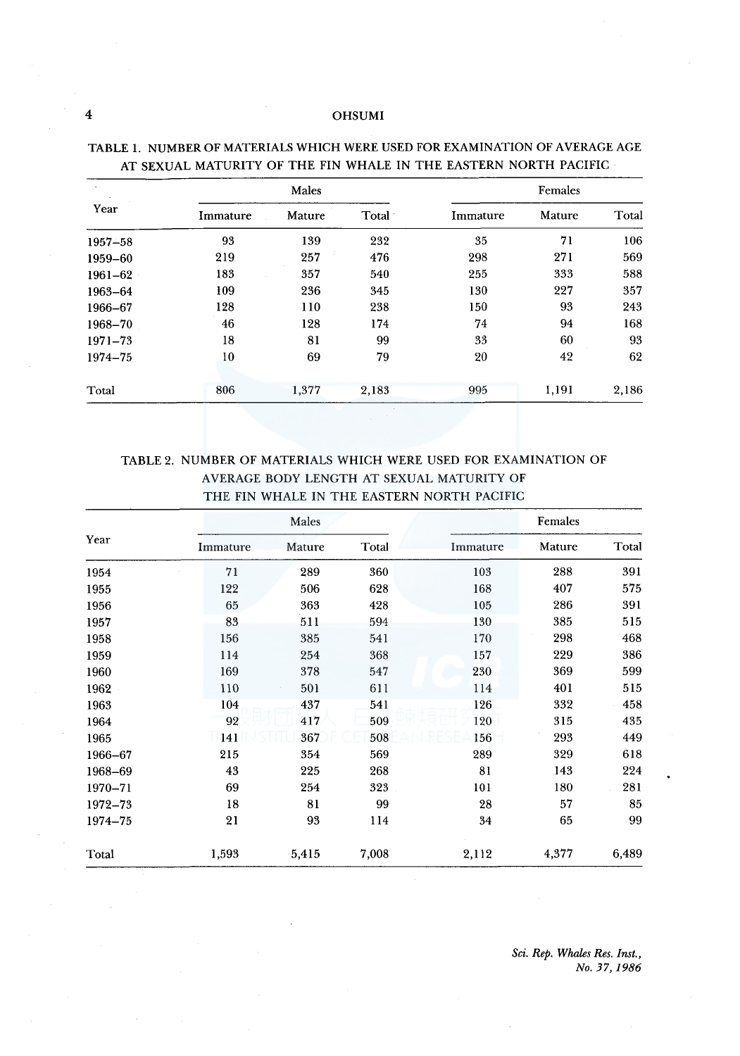TABLE 1. NUMBER OF MATERIALS WHICH WERE USED FOR EXAMINATION OF AVERAGE AGE AT SEXUAL MATURITY OF THE FIN WHALE IN THE EASTERN NORTH PACIFIC

| Year | Males | | | Females | | |
|---|---|---|---|---|---|---|
| | Immature | Mature | Total | Immature | Mature | Total |
| 1957–58 | 93 | 139 | 232 | 35 | 71 | 106 |
| 1959–60 | 219 | 257 | 476 | 298 | 271 | 569 |
| 1961–62 | 183 | 357 | 540 | 255 | 333 | 588 |
| 1963–64 | 109 | 236 | 345 | 130 | 227 | 357 |
| 1966–67 | 128 | 110 | 238 | 150 | 93 | 243 |
| 1968–70 | 46 | 128 | 174 | 74 | 94 | 168 |
| 1971–73 | 18 | 81 | 99 | 33 | 60 | 93 |
| 1974–75 | 10 | 69 | 79 | 20 | 42 | 62 |
| Total | 806 | 1,377 | 2,183 | 995 | 1,191 | 2,186 |

TABLE 2. NUMBER OF MATERIALS WHICH WERE USED FOR EXAMINATION OF AVERAGE BODY LENGTH AT SEXUAL MATURITY OF THE FIN WHALE IN THE EASTERN NORTH PACIFIC

| Year | Males | | | Females | | |
|---|---|---|---|---|---|---|
| | Immature | Mature | Total | Immature | Mature | Total |
| 1954 | 71 | 289 | 360 | 103 | 288 | 391 |
| 1955 | 122 | 506 | 628 | 168 | 407 | 575 |
| 1956 | 65 | 363 | 428 | 105 | 286 | 391 |
| 1957 | 83 | 511 | 594 | 130 | 385 | 515 |
| 1958 | 156 | 385 | 541 | 170 | 298 | 468 |
| 1959 | 114 | 254 | 368 | 157 | 229 | 386 |
| 1960 | 169 | 378 | 547 | 230 | 369 | 599 |
| 1962 | 110 | 501 | 611 | 114 | 401 | 515 |
| 1963 | 104 | 437 | 541 | 126 | 332 | 458 |
| 1964 | 92 | 417 | 509 | 120 | 315 | 435 |
| 1965 | 141 | 367 | 508 | 156 | 293 | 449 |
| 1966–67 | 215 | 354 | 569 | 289 | 329 | 618 |
| 1968–69 | 43 | 225 | 268 | 81 | 143 | 224 |
| 1970–71 | 69 | 254 | 323 | 101 | 180 | 281 |
| 1972–73 | 18 | 81 | 99 | 28 | 57 | 85 |
| 1974–75 | 21 | 93 | 114 | 34 | 65 | 99 |
| Total | 1,593 | 5,415 | 7,008 | 2,112 | 4,377 | 6,489 |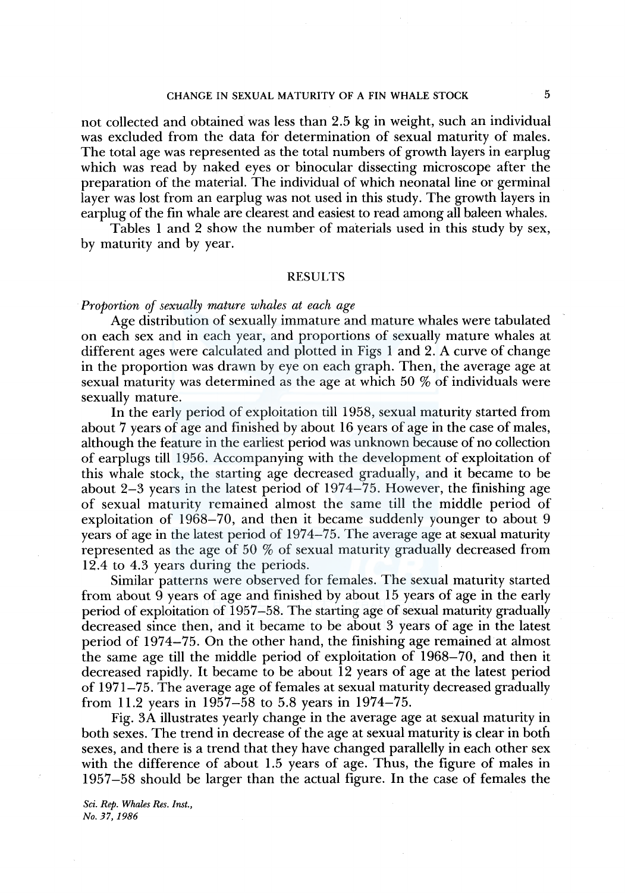not collected and obtained was less than 2.5 kg in weight, such an individual was excluded from the data for determination of sexual maturity of males. The total age was represented as the total numbers of growth layers in earplug which was read by naked eyes or binocular dissecting microscope after the preparation of the material. The individual of which neonatal line or germinal layer was lost from an earplug was not used in this study. The growth layers in earplug of the fin whale are clearest and easiest to read among all baleen whales.

Tables 1 and 2 show the number of materials used in this study by sex, by maturity and by year.

## RESULTS

*Proportion of sexually mature whales at each age*

Age distribution of sexually immature and mature whales were tabulated on each sex and in each year, and proportions of sexually mature whales at different ages were calculated and plotted in Figs 1 and 2. A curve of change in the proportion was drawn by eye on each graph. Then, the average age at sexual maturity was determined as the age at which 50 % of individuals were sexually mature.

In the early period of exploitation till 1958, sexual maturity started from about 7 years of age and finished by about 16 years of age in the case of males, although the feature in the earliest period was unknown because of no collection of earplugs till 1956. Accompanying with the development of exploitation of this whale stock, the starting age decreased gradually, and it became to be about 2–3 years in the latest period of 1974–75. However, the finishing age of sexual maturity remained almost the same till the middle period of exploitation of 1968–70, and then it became suddenly younger to about 9 years of age in the latest period of 1974–75. The average age at sexual maturity represented as the age of 50 % of sexual maturity gradually decreased from 12.4 to 4.3 years during the periods.

Similar patterns were observed for females. The sexual maturity started from about 9 years of age and finished by about 15 years of age in the early period of exploitation of 1957–58. The starting age of sexual maturity gradually decreased since then, and it became to be about 3 years of age in the latest period of 1974–75. On the other hand, the finishing age remained at almost the same age till the middle period of exploitation of 1968–70, and then it decreased rapidly. It became to be about 12 years of age at the latest period of 1971–75. The average age of females at sexual maturity decreased gradually from 11.2 years in 1957–58 to 5.8 years in 1974–75.

Fig. 3A illustrates yearly change in the average age at sexual maturity in both sexes. The trend in decrease of the age at sexual maturity is clear in both sexes, and there is a trend that they have changed parallelly in each other sex with the difference of about 1.5 years of age. Thus, the figure of males in 1957–58 should be larger than the actual figure. In the case of females the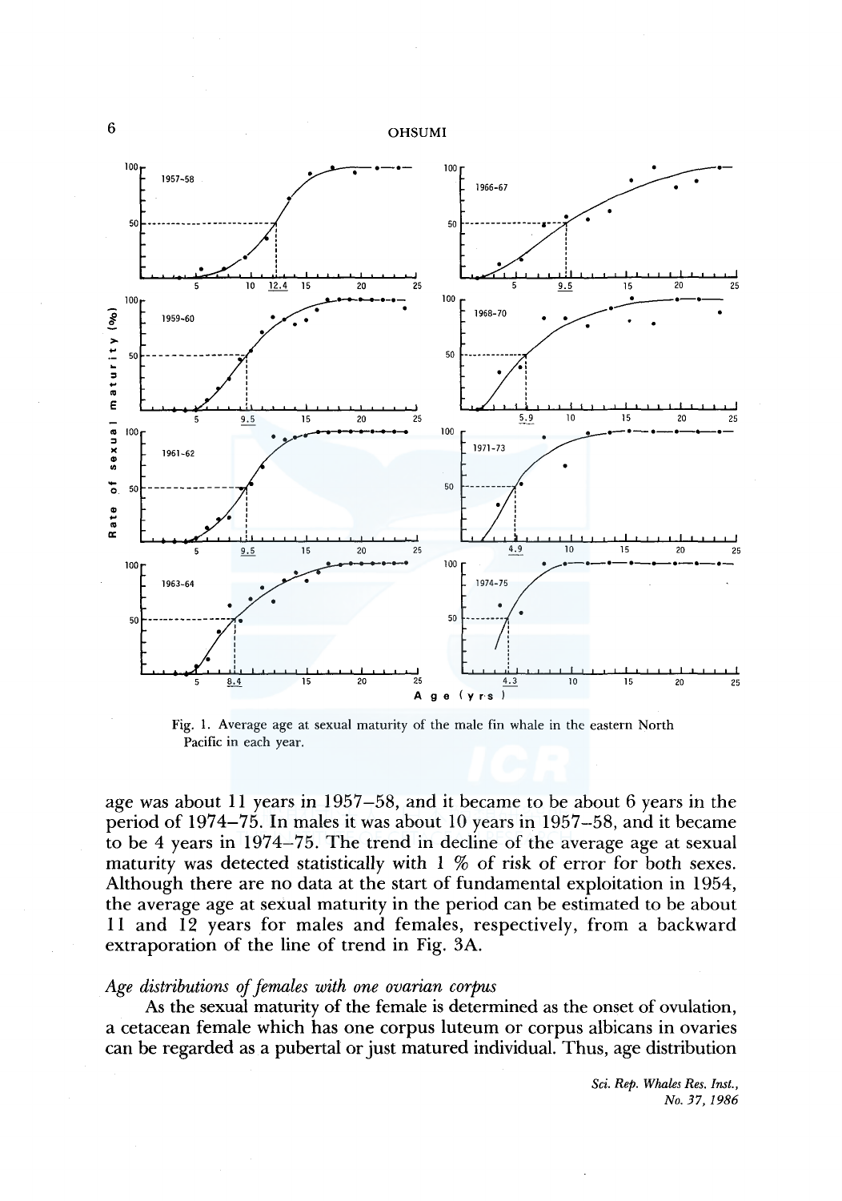Fig. 1. Average age at sexual maturity of the male fin whale in the eastern North Pacific in each year.

age was about 11 years in 1957–58, and it became to be about 6 years in the period of 1974–75. In males it was about 10 years in 1957–58, and it became to be 4 years in 1974–75. The trend in decline of the average age at sexual maturity was detected statistically with 1 % of risk of error for both sexes. Although there are no data at the start of fundamental exploitation in 1954, the average age at sexual maturity in the period can be estimated to be about 11 and 12 years for males and females, respectively, from a backward extraporation of the line of trend in Fig. 3A.

*Age distributions of females with one ovarian corpus*

As the sexual maturity of the female is determined as the onset of ovulation, a cetacean female which has one corpus luteum or corpus albicans in ovaries can be regarded as a pubertal or just matured individual. Thus, age distribution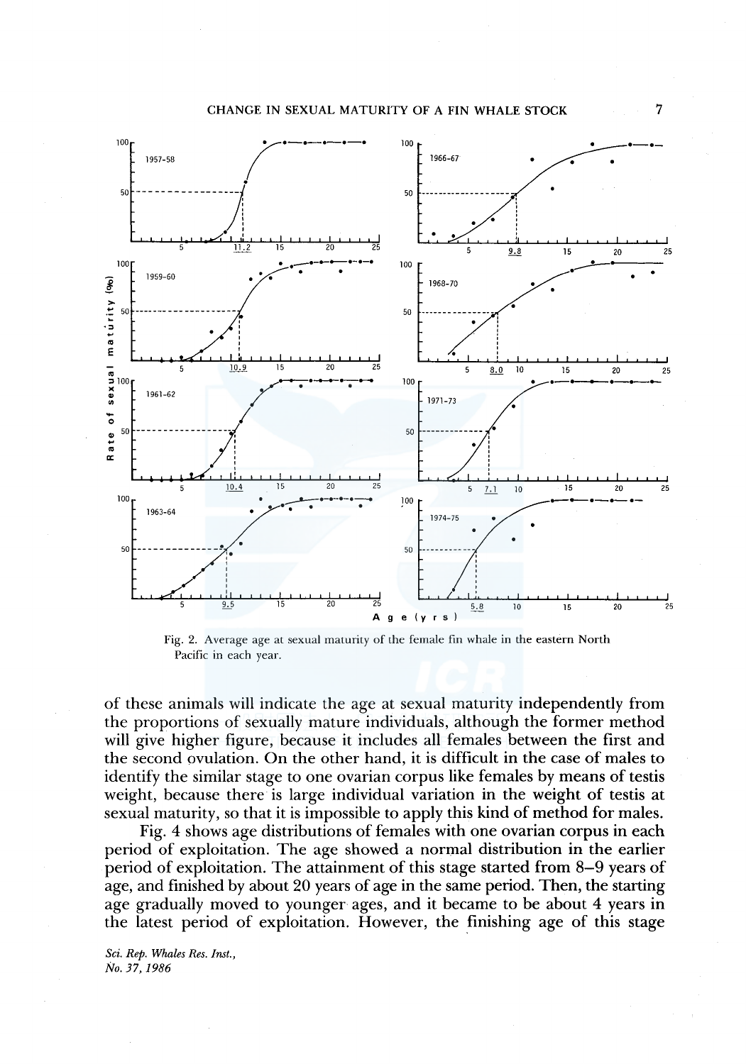Fig. 2. Average age at sexual maturity of the female fin whale in the eastern North Pacific in each year.

of these animals will indicate the age at sexual maturity independently from the proportions of sexually mature individuals, although the former method will give higher figure, because it includes all females between the first and the second ovulation. On the other hand, it is difficult in the case of males to identify the similar stage to one ovarian corpus like females by means of testis weight, because there is large individual variation in the weight of testis at sexual maturity, so that it is impossible to apply this kind of method for males.

Fig. 4 shows age distributions of females with one ovarian corpus in each period of exploitation. The age showed a normal distribution in the earlier period of exploitation. The attainment of this stage started from 8–9 years of age, and finished by about 20 years of age in the same period. Then, the starting age gradually moved to younger ages, and it became to be about 4 years in the latest period of exploitation. However, the finishing age of this stage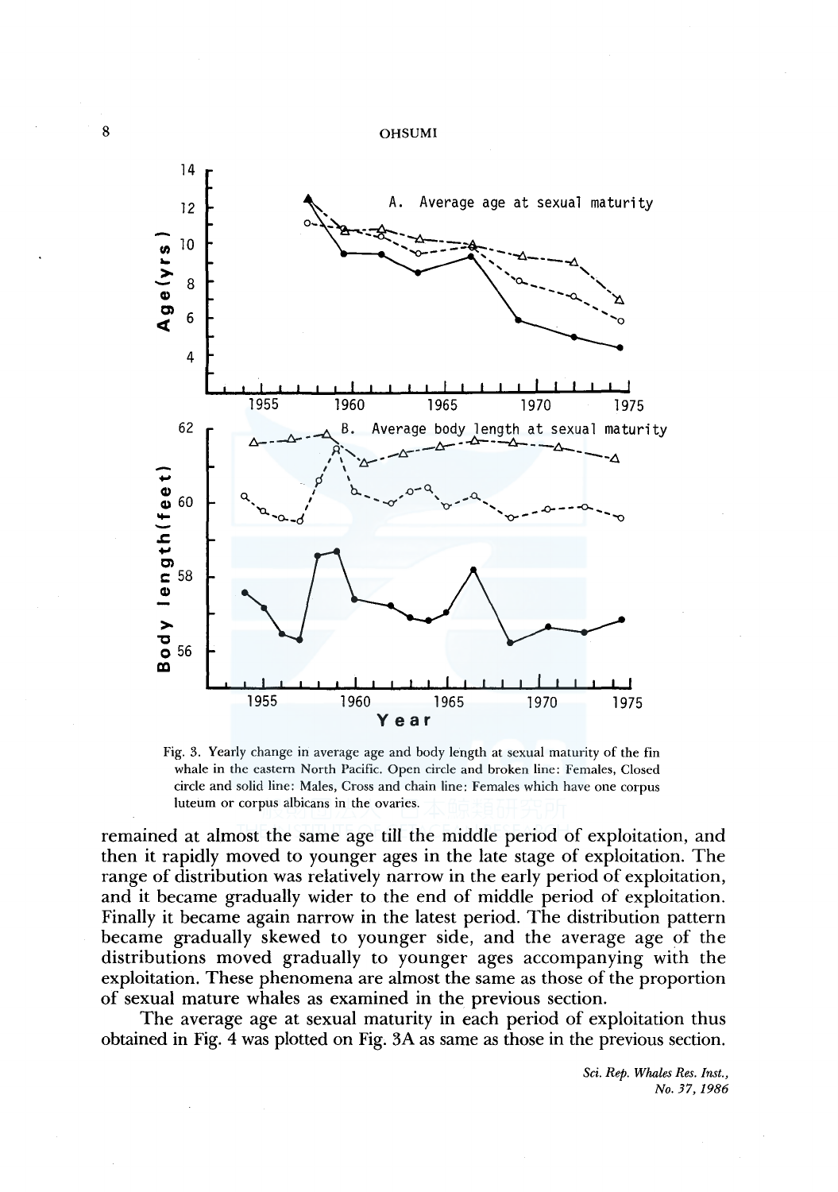Fig. 3. Yearly change in average age and body length at sexual maturity of the fin whale in the eastern North Pacific. Open circle and broken line: Females, Closed circle and solid line: Males, Cross and chain line: Females which have one corpus luteum or corpus albicans in the ovaries.

remained at almost the same age till the middle period of exploitation, and then it rapidly moved to younger ages in the late stage of exploitation. The range of distribution was relatively narrow in the early period of exploitation, and it became gradually wider to the end of middle period of exploitation. Finally it became again narrow in the latest period. The distribution pattern became gradually skewed to younger side, and the average age of the distributions moved gradually to younger ages accompanying with the exploitation. These phenomena are almost the same as those of the proportion of sexual mature whales as examined in the previous section.

The average age at sexual maturity in each period of exploitation thus obtained in Fig. 4 was plotted on Fig. 3A as same as those in the previous section.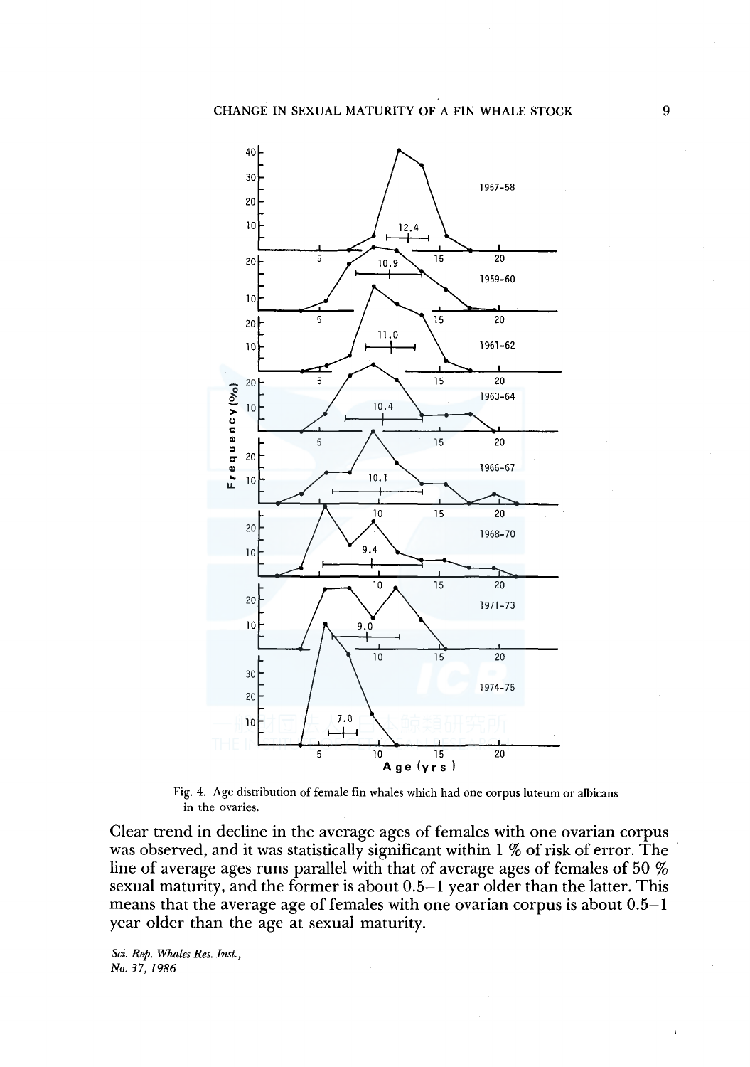Fig. 4. Age distribution of female fin whales which had one corpus luteum or albicans in the ovaries.

Clear trend in decline in the average ages of females with one ovarian corpus was observed, and it was statistically significant within 1 % of risk of error. The line of average ages runs parallel with that of average ages of females of 50 % sexual maturity, and the former is about 0.5–1 year older than the latter. This means that the average age of females with one ovarian corpus is about 0.5–1 year older than the age at sexual maturity.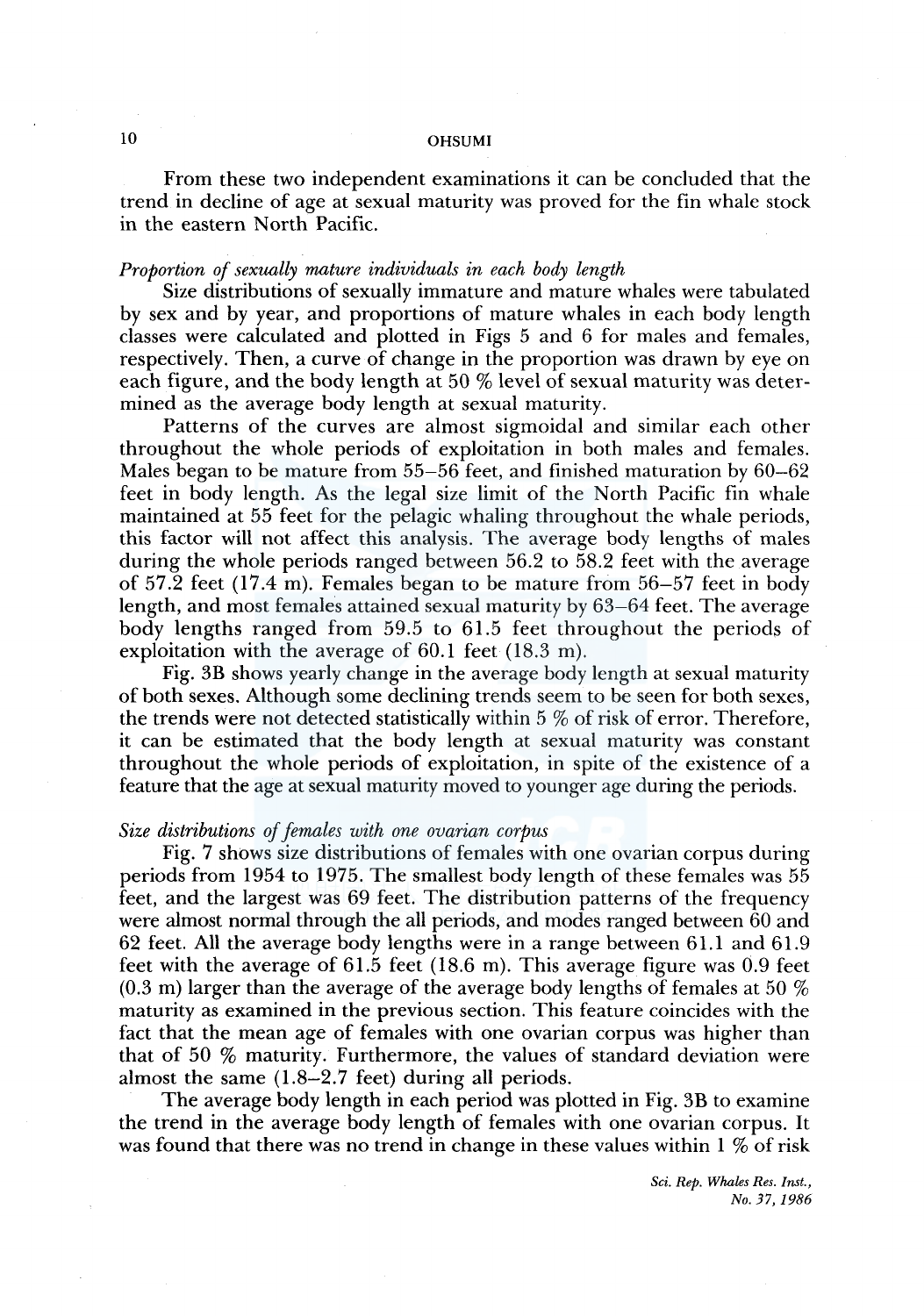From these two independent examinations it can be concluded that the trend in decline of age at sexual maturity was proved for the fin whale stock in the eastern North Pacific.

*Proportion of sexually mature individuals in each body length*

Size distributions of sexually immature and mature whales were tabulated by sex and by year, and proportions of mature whales in each body length classes were calculated and plotted in Figs 5 and 6 for males and females, respectively. Then, a curve of change in the proportion was drawn by eye on each figure, and the body length at 50 % level of sexual maturity was determined as the average body length at sexual maturity.

Patterns of the curves are almost sigmoidal and similar each other throughout the whole periods of exploitation in both males and females. Males began to be mature from 55–56 feet, and finished maturation by 60–62 feet in body length. As the legal size limit of the North Pacific fin whale maintained at 55 feet for the pelagic whaling throughout the whale periods, this factor will not affect this analysis. The average body lengths of males during the whole periods ranged between 56.2 to 58.2 feet with the average of 57.2 feet (17.4 m). Females began to be mature from 56–57 feet in body length, and most females attained sexual maturity by 63–64 feet. The average body lengths ranged from 59.5 to 61.5 feet throughout the periods of exploitation with the average of 60.1 feet (18.3 m).

Fig. 3B shows yearly change in the average body length at sexual maturity of both sexes. Although some declining trends seem to be seen for both sexes, the trends were not detected statistically within 5 % of risk of error. Therefore, it can be estimated that the body length at sexual maturity was constant throughout the whole periods of exploitation, in spite of the existence of a feature that the age at sexual maturity moved to younger age during the periods.

*Size distributions of females with one ovarian corpus*

Fig. 7 shows size distributions of females with one ovarian corpus during periods from 1954 to 1975. The smallest body length of these females was 55 feet, and the largest was 69 feet. The distribution patterns of the frequency were almost normal through the all periods, and modes ranged between 60 and 62 feet. All the average body lengths were in a range between 61.1 and 61.9 feet with the average of 61.5 feet (18.6 m). This average figure was 0.9 feet (0.3 m) larger than the average of the average body lengths of females at 50 % maturity as examined in the previous section. This feature coincides with the fact that the mean age of females with one ovarian corpus was higher than that of 50 % maturity. Furthermore, the values of standard deviation were almost the same (1.8–2.7 feet) during all periods.

The average body length in each period was plotted in Fig. 3B to examine the trend in the average body length of females with one ovarian corpus. It was found that there was no trend in change in these values within 1 % of risk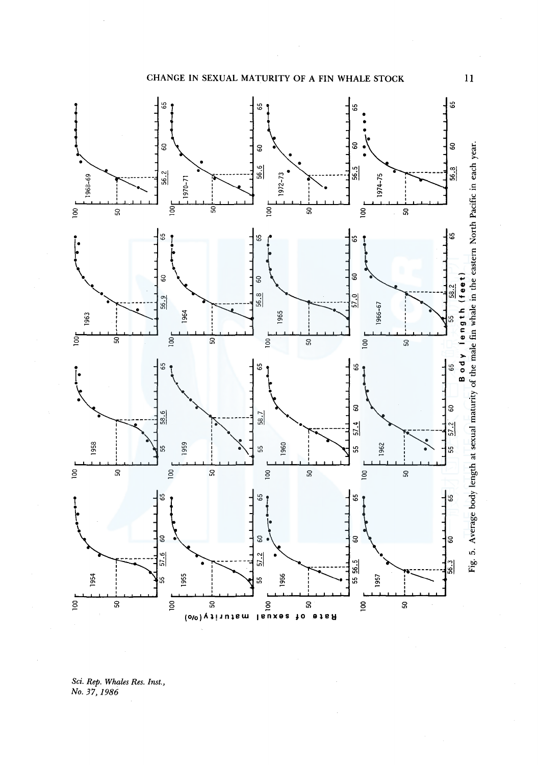Fig. 5. Average body length at sexual maturity of the male fin whale in the eastern North Pacific in each year.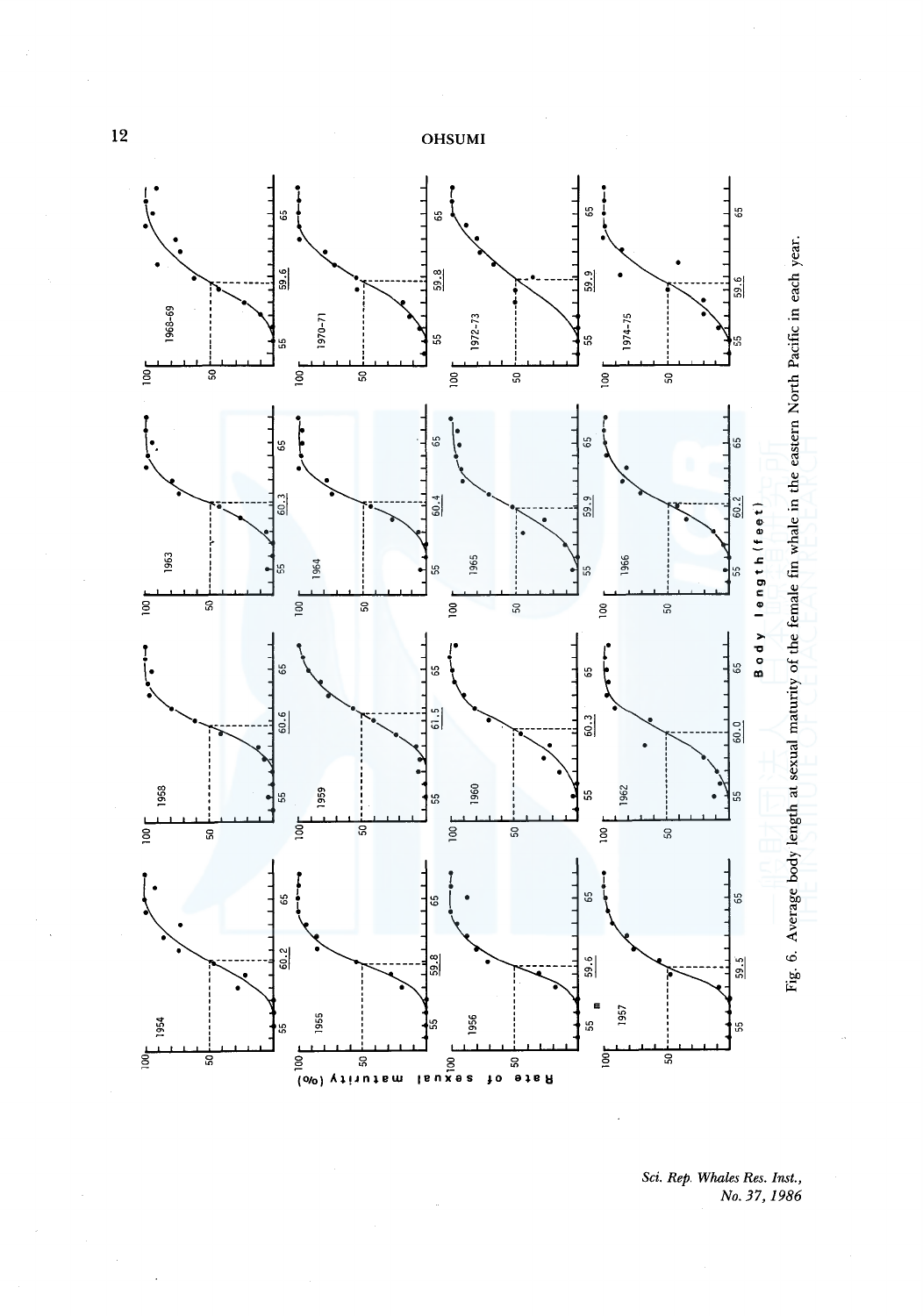Fig. 6. Average body length at sexual maturity of the female fin whale in the eastern North Pacific in each year.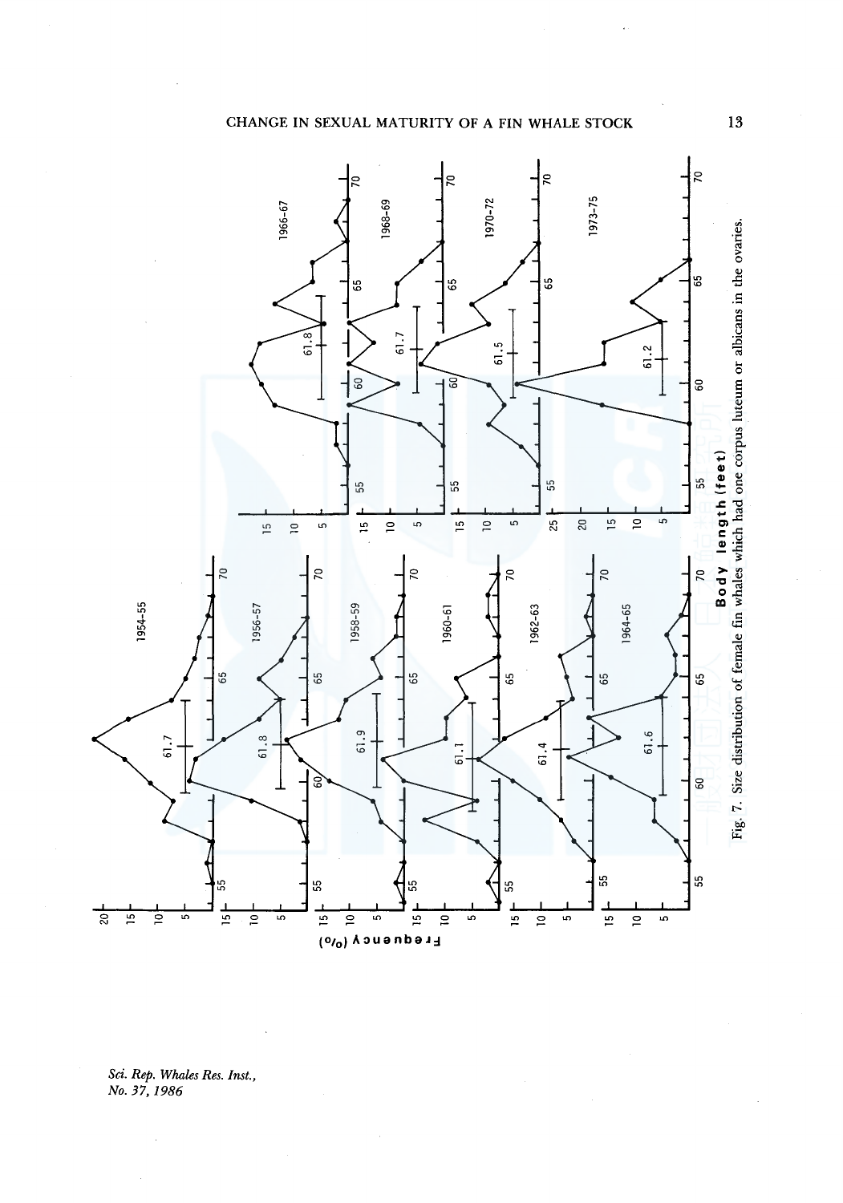Fig. 7. Size distribution of female fin whales which had one corpus luteum or albicans in the ovaries.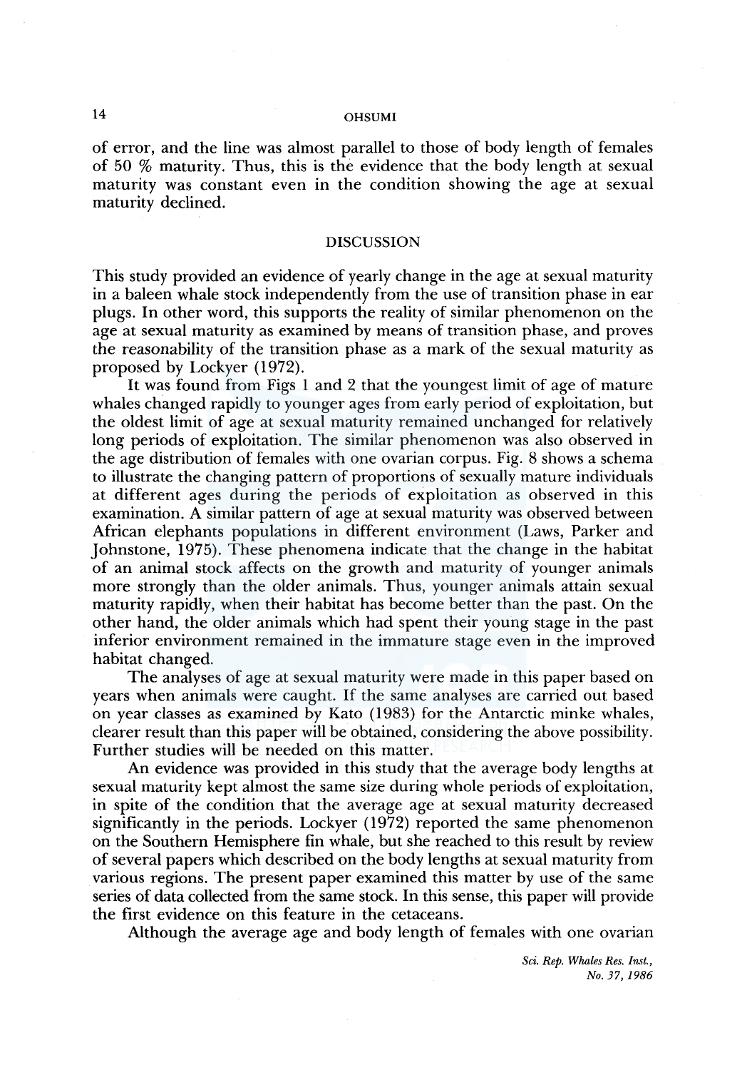of error, and the line was almost parallel to those of body length of females of 50 % maturity. Thus, this is the evidence that the body length at sexual maturity was constant even in the condition showing the age at sexual maturity declined.

## DISCUSSION

This study provided an evidence of yearly change in the age at sexual maturity in a baleen whale stock independently from the use of transition phase in ear plugs. In other word, this supports the reality of similar phenomenon on the age at sexual maturity as examined by means of transition phase, and proves the reasonability of the transition phase as a mark of the sexual maturity as proposed by Lockyer (1972).

It was found from Figs 1 and 2 that the youngest limit of age of mature whales changed rapidly to younger ages from early period of exploitation, but the oldest limit of age at sexual maturity remained unchanged for relatively long periods of exploitation. The similar phenomenon was also observed in the age distribution of females with one ovarian corpus. Fig. 8 shows a schema to illustrate the changing pattern of proportions of sexually mature individuals at different ages during the periods of exploitation as observed in this examination. A similar pattern of age at sexual maturity was observed between African elephants populations in different environment (Laws, Parker and Johnstone, 1975). These phenomena indicate that the change in the habitat of an animal stock affects on the growth and maturity of younger animals more strongly than the older animals. Thus, younger animals attain sexual maturity rapidly, when their habitat has become better than the past. On the other hand, the older animals which had spent their young stage in the past inferior environment remained in the immature stage even in the improved habitat changed.

The analyses of age at sexual maturity were made in this paper based on years when animals were caught. If the same analyses are carried out based on year classes as examined by Kato (1983) for the Antarctic minke whales, clearer result than this paper will be obtained, considering the above possibility. Further studies will be needed on this matter.

An evidence was provided in this study that the average body lengths at sexual maturity kept almost the same size during whole periods of exploitation, in spite of the condition that the average age at sexual maturity decreased significantly in the periods. Lockyer (1972) reported the same phenomenon on the Southern Hemisphere fin whale, but she reached to this result by review of several papers which described on the body lengths at sexual maturity from various regions. The present paper examined this matter by use of the same series of data collected from the same stock. In this sense, this paper will provide the first evidence on this feature in the cetaceans.

Although the average age and body length of females with one ovarian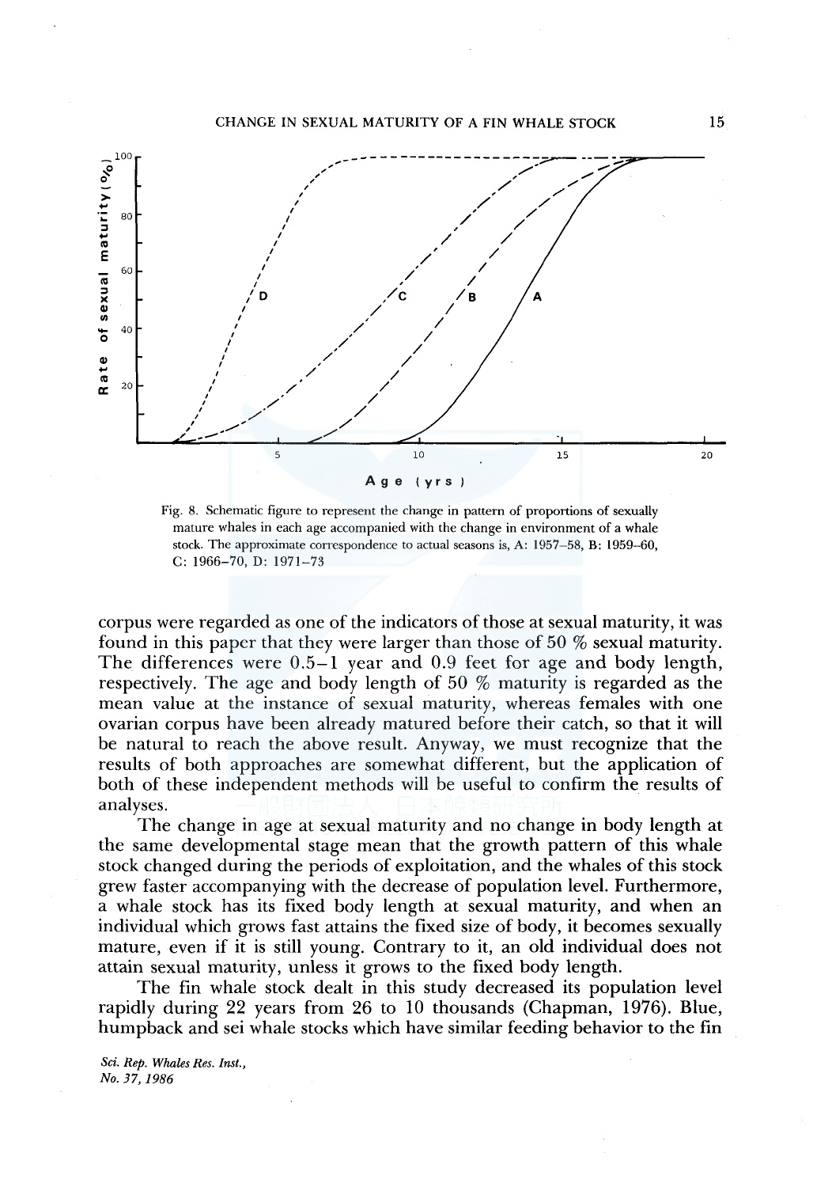Fig. 8. Schematic figure to represent the change in pattern of proportions of sexually mature whales in each age accompanied with the change in environment of a whale stock. The approximate correspondence to actual seasons is, A: 1957–58, B: 1959–60, C: 1966–70, D: 1971–73

corpus were regarded as one of the indicators of those at sexual maturity, it was found in this paper that they were larger than those of 50 % sexual maturity. The differences were 0.5–1 year and 0.9 feet for age and body length, respectively. The age and body length of 50 % maturity is regarded as the mean value at the instance of sexual maturity, whereas females with one ovarian corpus have been already matured before their catch, so that it will be natural to reach the above result. Anyway, we must recognize that the results of both approaches are somewhat different, but the application of both of these independent methods will be useful to confirm the results of analyses.

The change in age at sexual maturity and no change in body length at the same developmental stage mean that the growth pattern of this whale stock changed during the periods of exploitation, and the whales of this stock grew faster accompanying with the decrease of population level. Furthermore, a whale stock has its fixed body length at sexual maturity, and when an individual which grows fast attains the fixed size of body, it becomes sexually mature, even if it is still young. Contrary to it, an old individual does not attain sexual maturity, unless it grows to the fixed body length.

The fin whale stock dealt in this study decreased its population level rapidly during 22 years from 26 to 10 thousands (Chapman, 1976). Blue, humpback and sei whale stocks which have similar feeding behavior to the fin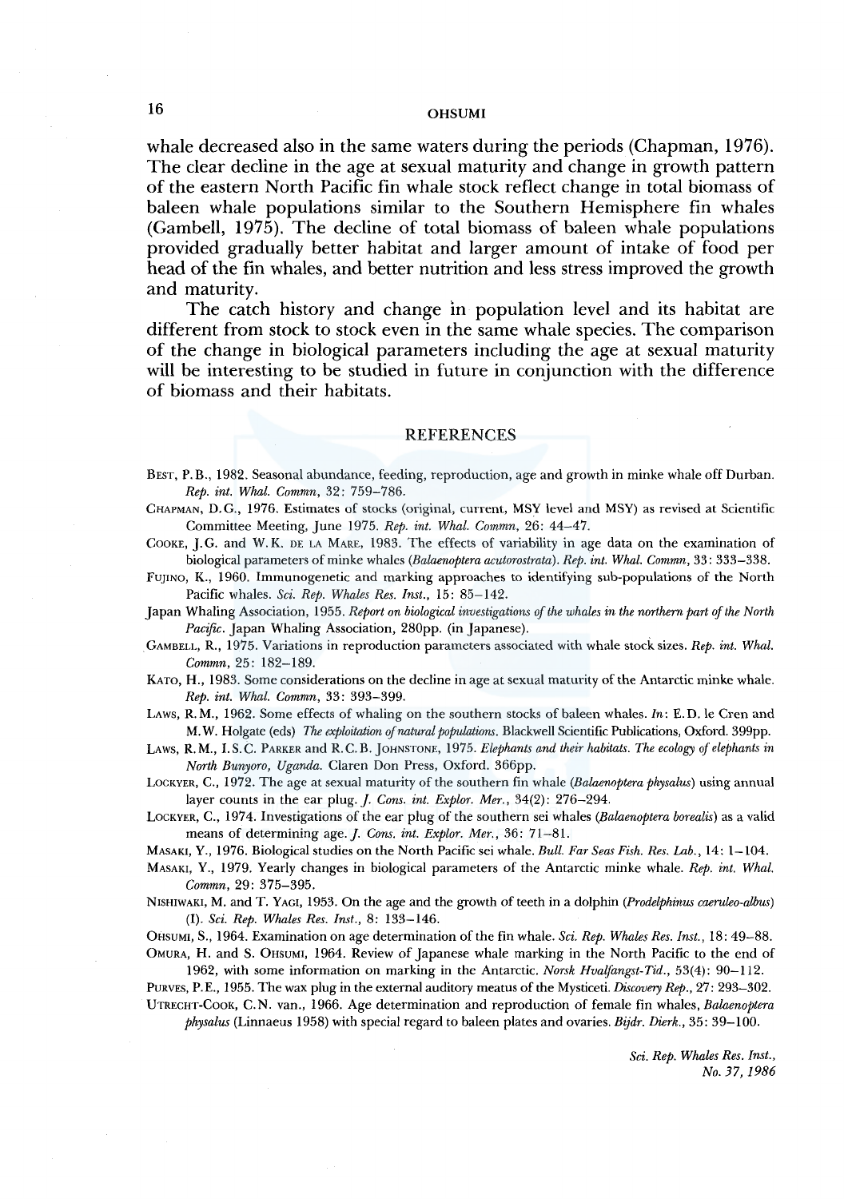whale decreased also in the same waters during the periods (Chapman, 1976). The clear decline in the age at sexual maturity and change in growth pattern of the eastern North Pacific fin whale stock reflect change in total biomass of baleen whale populations similar to the Southern Hemisphere fin whales (Gambell, 1975). The decline of total biomass of baleen whale populations provided gradually better habitat and larger amount of intake of food per head of the fin whales, and better nutrition and less stress improved the growth and maturity.

The catch history and change in population level and its habitat are different from stock to stock even in the same whale species. The comparison of the change in biological parameters including the age at sexual maturity will be interesting to be studied in future in conjunction with the difference of biomass and their habitats.

## REFERENCES

BEST, P.B., 1982. Seasonal abundance, feeding, reproduction, age and growth in minke whale off Durban. *Rep. int. Whal. Commn*, 32: 759–786.

CHAPMAN, D.G., 1976. Estimates of stocks (original, current, MSY level and MSY) as revised at Scientific Committee Meeting, June 1975. *Rep. int. Whal. Commn*, 26: 44–47.

COOKE, J.G. and W.K. DE LA MARE, 1983. The effects of variability in age data on the examination of biological parameters of minke whales (*Balaenoptera acutorostrata*). *Rep. int. Whal. Commn*, 33: 333–338.

FUJINO, K., 1960. Immunogenetic and marking approaches to identifying sub-populations of the North Pacific whales. *Sci. Rep. Whales Res. Inst.*, 15: 85–142.

Japan Whaling Association, 1955. *Report on biological investigations of the whales in the northern part of the North Pacific*. Japan Whaling Association, 280pp. (in Japanese).

GAMBELL, R., 1975. Variations in reproduction parameters associated with whale stock sizes. *Rep. int. Whal. Commn*, 25: 182–189.

KATO, H., 1983. Some considerations on the decline in age at sexual maturity of the Antarctic minke whale. *Rep. int. Whal. Commn*, 33: 393–399.

LAWS, R.M., 1962. Some effects of whaling on the southern stocks of baleen whales. *In*: E.D. le Cren and M.W. Holgate (eds) *The exploitation of natural populations*. Blackwell Scientific Publications, Oxford. 399pp.

LAWS, R.M., I.S.C. PARKER and R.C.B. JOHNSTONE, 1975. *Elephants and their habitats. The ecology of elephants in North Bunyoro, Uganda*. Claren Don Press, Oxford. 366pp.

LOCKYER, C., 1972. The age at sexual maturity of the southern fin whale (*Balaenoptera physalus*) using annual layer counts in the ear plug. *J. Cons. int. Explor. Mer.*, 34(2): 276–294.

LOCKYER, C., 1974. Investigations of the ear plug of the southern sei whales (*Balaenoptera borealis*) as a valid means of determining age. *J. Cons. int. Explor. Mer.*, 36: 71–81.

MASAKI, Y., 1976. Biological studies on the North Pacific sei whale. *Bull. Far Seas Fish. Res. Lab.*, 14: 1–104.

MASAKI, Y., 1979. Yearly changes in biological parameters of the Antarctic minke whale. *Rep. int. Whal. Commn*, 29: 375–395.

NISHIWAKI, M. and T. YAGI, 1953. On the age and the growth of teeth in a dolphin (*Prodelphinus caeruleo-albus*) (I). *Sci. Rep. Whales Res. Inst.*, 8: 133–146.

OHSUMI, S., 1964. Examination on age determination of the fin whale. *Sci. Rep. Whales Res. Inst.*, 18: 49–88.

OMURA, H. and S. OHSUMI, 1964. Review of Japanese whale marking in the North Pacific to the end of 1962, with some information on marking in the Antarctic. *Norsk Hvalfangst-Tid.*, 53(4): 90–112.

PURVES, P.E., 1955. The wax plug in the external auditory meatus of the Mysticeti. *Discovery Rep.*, 27: 293–302.

UTRECHT-COOK, C.N. van., 1966. Age determination and reproduction of female fin whales, *Balaenoptera physalus* (Linnaeus 1958) with special regard to baleen plates and ovaries. *Bijdr. Dierk.*, 35: 39–100.